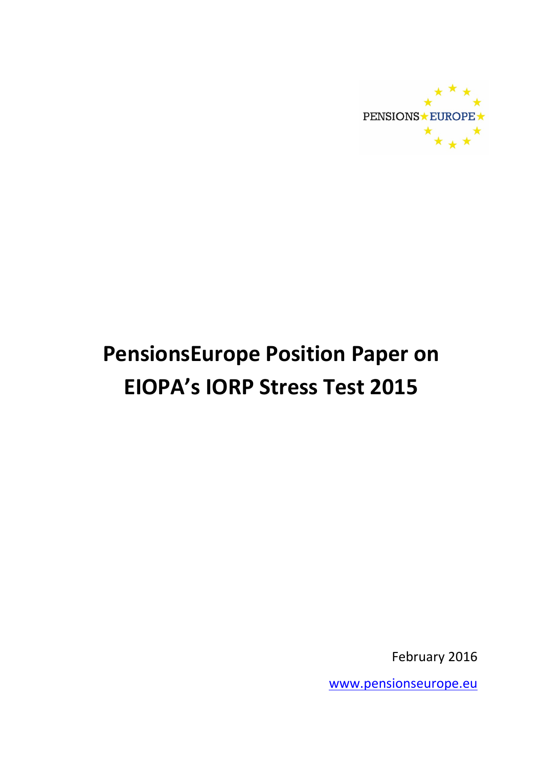PENSIONS★EUROPE

# PensionsEurope Position Paper on EIOPA's IORP Stress Test 2015

February 2016

www.pensionseurope.eu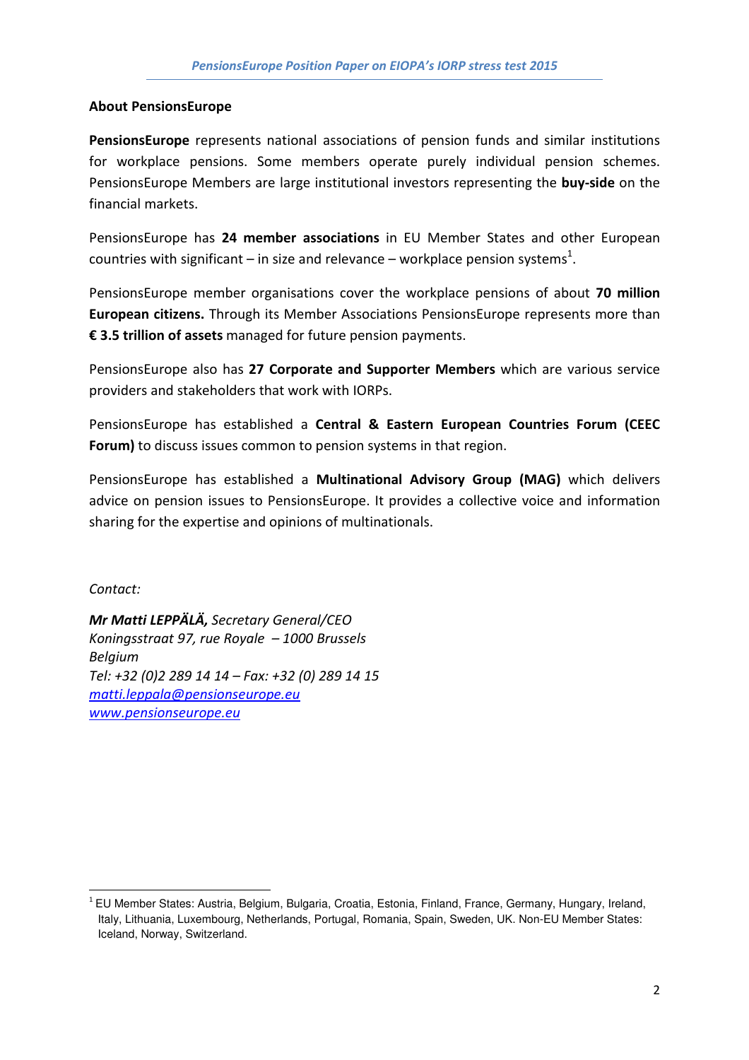**About PensionsEurope**

**PensionsEurope** represents national associations of pension funds and similar institutions for workplace pensions. Some members operate purely individual pension schemes. PensionsEurope Members are large institutional investors representing the **buy-side** on the financial markets.

PensionsEurope has **24 member associations** in EU Member States and other European countries with significant – in size and relevance – workplace pension systems[1].

PensionsEurope member organisations cover the workplace pensions of about **70 million European citizens.** Through its Member Associations PensionsEurope represents more than **€ 3.5 trillion of assets** managed for future pension payments.

PensionsEurope also has **27 Corporate and Supporter Members** which are various service providers and stakeholders that work with IORPs.

PensionsEurope has established a **Central & Eastern European Countries Forum (CEEC Forum)** to discuss issues common to pension systems in that region.

PensionsEurope has established a **Multinational Advisory Group (MAG)** which delivers advice on pension issues to PensionsEurope. It provides a collective voice and information sharing for the expertise and opinions of multinationals.

*Contact:*

***Mr Matti LEPPÄLÄ,*** *Secretary General/CEO*
*Koningsstraat 97, rue Royale – 1000 Brussels*
*Belgium*
*Tel: +32 (0)2 289 14 14 – Fax: +32 (0) 289 14 15*
*matti.leppala@pensionseurope.eu*
*www.pensionseurope.eu*

[1] EU Member States: Austria, Belgium, Bulgaria, Croatia, Estonia, Finland, France, Germany, Hungary, Ireland, Italy, Lithuania, Luxembourg, Netherlands, Portugal, Romania, Spain, Sweden, UK. Non-EU Member States: Iceland, Norway, Switzerland.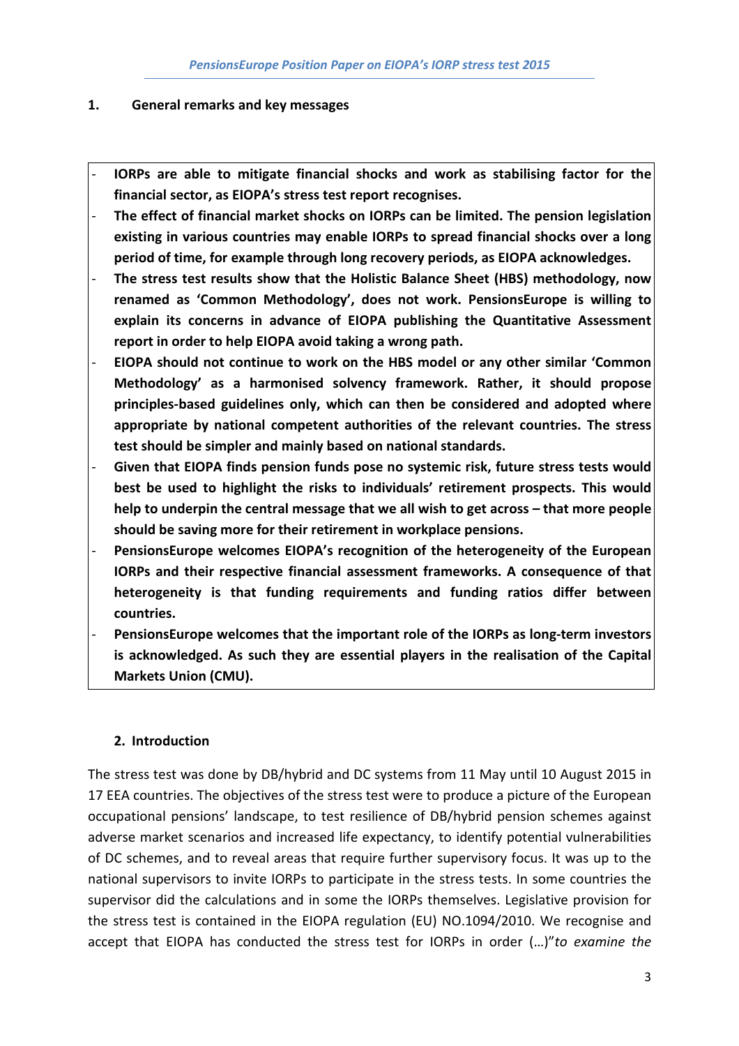## 1. General remarks and key messages

- **IORPs are able to mitigate financial shocks and work as stabilising factor for the financial sector, as EIOPA's stress test report recognises.**
- **The effect of financial market shocks on IORPs can be limited. The pension legislation existing in various countries may enable IORPs to spread financial shocks over a long period of time, for example through long recovery periods, as EIOPA acknowledges.**
- **The stress test results show that the Holistic Balance Sheet (HBS) methodology, now renamed as 'Common Methodology', does not work. PensionsEurope is willing to explain its concerns in advance of EIOPA publishing the Quantitative Assessment report in order to help EIOPA avoid taking a wrong path.**
- **EIOPA should not continue to work on the HBS model or any other similar 'Common Methodology' as a harmonised solvency framework. Rather, it should propose principles-based guidelines only, which can then be considered and adopted where appropriate by national competent authorities of the relevant countries. The stress test should be simpler and mainly based on national standards.**
- **Given that EIOPA finds pension funds pose no systemic risk, future stress tests would best be used to highlight the risks to individuals' retirement prospects. This would help to underpin the central message that we all wish to get across – that more people should be saving more for their retirement in workplace pensions.**
- **PensionsEurope welcomes EIOPA's recognition of the heterogeneity of the European IORPs and their respective financial assessment frameworks. A consequence of that heterogeneity is that funding requirements and funding ratios differ between countries.**
- **PensionsEurope welcomes that the important role of the IORPs as long-term investors is acknowledged. As such they are essential players in the realisation of the Capital Markets Union (CMU).**

## 2. Introduction

The stress test was done by DB/hybrid and DC systems from 11 May until 10 August 2015 in 17 EEA countries. The objectives of the stress test were to produce a picture of the European occupational pensions' landscape, to test resilience of DB/hybrid pension schemes against adverse market scenarios and increased life expectancy, to identify potential vulnerabilities of DC schemes, and to reveal areas that require further supervisory focus. It was up to the national supervisors to invite IORPs to participate in the stress tests. In some countries the supervisor did the calculations and in some the IORPs themselves. Legislative provision for the stress test is contained in the EIOPA regulation (EU) NO.1094/2010. We recognise and accept that EIOPA has conducted the stress test for IORPs in order (…)"*to examine the*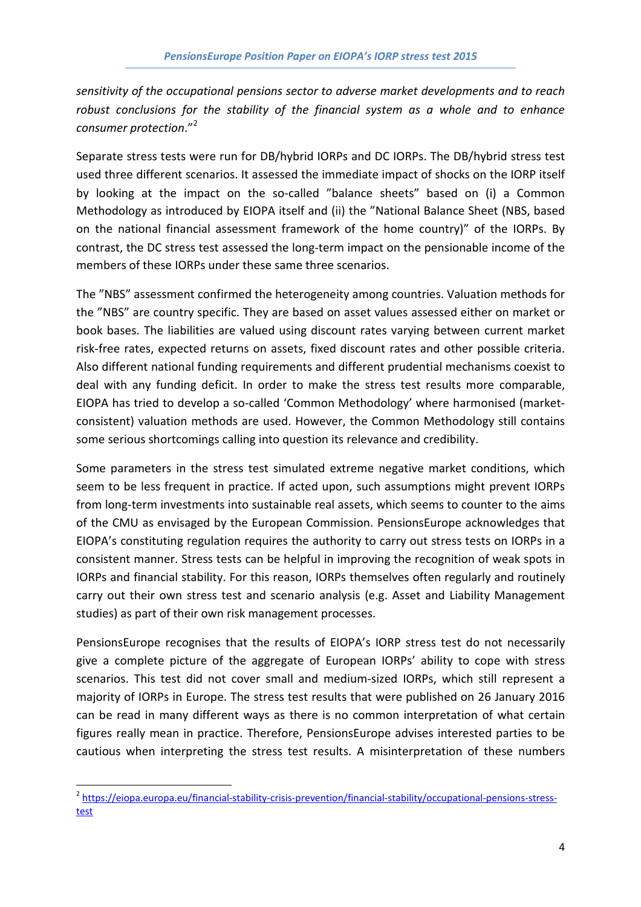*sensitivity of the occupational pensions sector to adverse market developments and to reach robust conclusions for the stability of the financial system as a whole and to enhance consumer protection*."[2]

Separate stress tests were run for DB/hybrid IORPs and DC IORPs. The DB/hybrid stress test used three different scenarios. It assessed the immediate impact of shocks on the IORP itself by looking at the impact on the so-called "balance sheets" based on (i) a Common Methodology as introduced by EIOPA itself and (ii) the "National Balance Sheet (NBS, based on the national financial assessment framework of the home country)" of the IORPs. By contrast, the DC stress test assessed the long-term impact on the pensionable income of the members of these IORPs under these same three scenarios.

The "NBS" assessment confirmed the heterogeneity among countries. Valuation methods for the "NBS" are country specific. They are based on asset values assessed either on market or book bases. The liabilities are valued using discount rates varying between current market risk-free rates, expected returns on assets, fixed discount rates and other possible criteria. Also different national funding requirements and different prudential mechanisms coexist to deal with any funding deficit. In order to make the stress test results more comparable, EIOPA has tried to develop a so-called 'Common Methodology' where harmonised (market-consistent) valuation methods are used. However, the Common Methodology still contains some serious shortcomings calling into question its relevance and credibility.

Some parameters in the stress test simulated extreme negative market conditions, which seem to be less frequent in practice. If acted upon, such assumptions might prevent IORPs from long-term investments into sustainable real assets, which seems to counter to the aims of the CMU as envisaged by the European Commission. PensionsEurope acknowledges that EIOPA's constituting regulation requires the authority to carry out stress tests on IORPs in a consistent manner. Stress tests can be helpful in improving the recognition of weak spots in IORPs and financial stability. For this reason, IORPs themselves often regularly and routinely carry out their own stress test and scenario analysis (e.g. Asset and Liability Management studies) as part of their own risk management processes.

PensionsEurope recognises that the results of EIOPA's IORP stress test do not necessarily give a complete picture of the aggregate of European IORPs' ability to cope with stress scenarios. This test did not cover small and medium-sized IORPs, which still represent a majority of IORPs in Europe. The stress test results that were published on 26 January 2016 can be read in many different ways as there is no common interpretation of what certain figures really mean in practice. Therefore, PensionsEurope advises interested parties to be cautious when interpreting the stress test results. A misinterpretation of these numbers

---

[2] https://eiopa.europa.eu/financial-stability-crisis-prevention/financial-stability/occupational-pensions-stress-test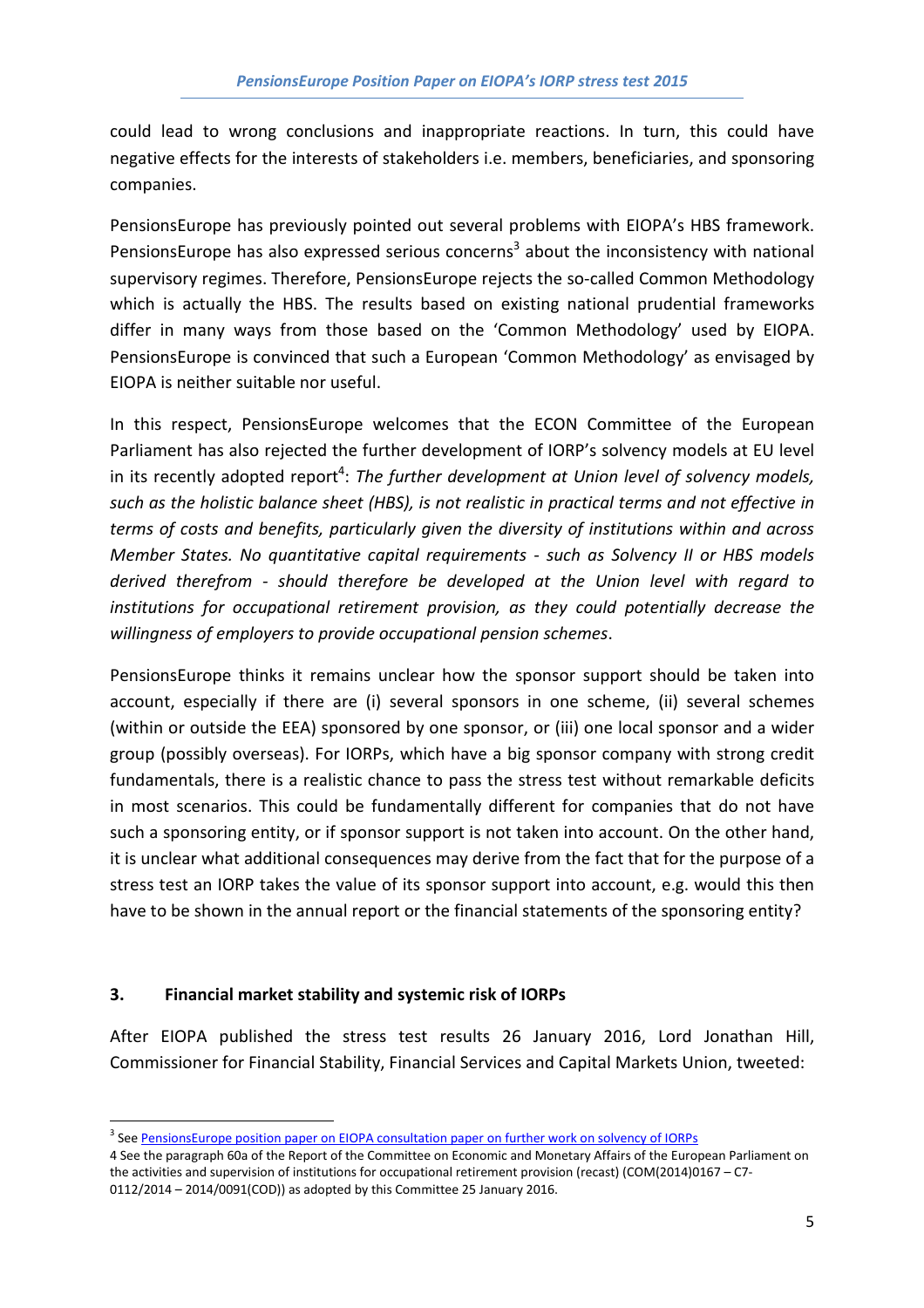could lead to wrong conclusions and inappropriate reactions. In turn, this could have negative effects for the interests of stakeholders i.e. members, beneficiaries, and sponsoring companies.

PensionsEurope has previously pointed out several problems with EIOPA's HBS framework. PensionsEurope has also expressed serious concerns[3] about the inconsistency with national supervisory regimes. Therefore, PensionsEurope rejects the so-called Common Methodology which is actually the HBS. The results based on existing national prudential frameworks differ in many ways from those based on the 'Common Methodology' used by EIOPA. PensionsEurope is convinced that such a European 'Common Methodology' as envisaged by EIOPA is neither suitable nor useful.

In this respect, PensionsEurope welcomes that the ECON Committee of the European Parliament has also rejected the further development of IORP's solvency models at EU level in its recently adopted report[4]: *The further development at Union level of solvency models, such as the holistic balance sheet (HBS), is not realistic in practical terms and not effective in terms of costs and benefits, particularly given the diversity of institutions within and across Member States. No quantitative capital requirements - such as Solvency II or HBS models derived therefrom - should therefore be developed at the Union level with regard to institutions for occupational retirement provision, as they could potentially decrease the willingness of employers to provide occupational pension schemes*.

PensionsEurope thinks it remains unclear how the sponsor support should be taken into account, especially if there are (i) several sponsors in one scheme, (ii) several schemes (within or outside the EEA) sponsored by one sponsor, or (iii) one local sponsor and a wider group (possibly overseas). For IORPs, which have a big sponsor company with strong credit fundamentals, there is a realistic chance to pass the stress test without remarkable deficits in most scenarios. This could be fundamentally different for companies that do not have such a sponsoring entity, or if sponsor support is not taken into account. On the other hand, it is unclear what additional consequences may derive from the fact that for the purpose of a stress test an IORP takes the value of its sponsor support into account, e.g. would this then have to be shown in the annual report or the financial statements of the sponsoring entity?

## 3. Financial market stability and systemic risk of IORPs

After EIOPA published the stress test results 26 January 2016, Lord Jonathan Hill, Commissioner for Financial Stability, Financial Services and Capital Markets Union, tweeted:

---

[3] See PensionsEurope position paper on EIOPA consultation paper on further work on solvency of IORPs

[4] See the paragraph 60a of the Report of the Committee on Economic and Monetary Affairs of the European Parliament on the activities and supervision of institutions for occupational retirement provision (recast) (COM(2014)0167 – C7-0112/2014 – 2014/0091(COD)) as adopted by this Committee 25 January 2016.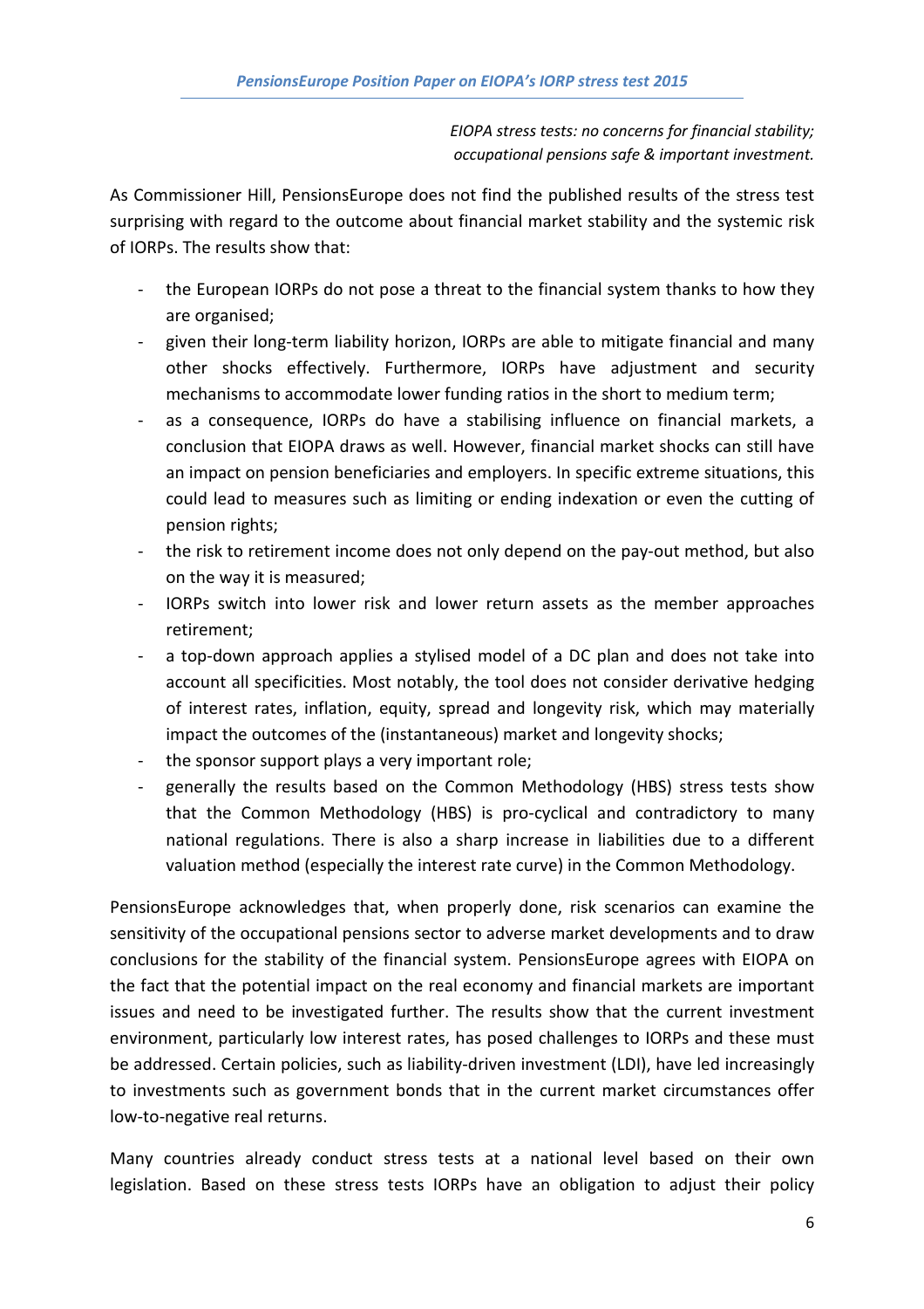*EIOPA stress tests: no concerns for financial stability; occupational pensions safe & important investment.*

As Commissioner Hill, PensionsEurope does not find the published results of the stress test surprising with regard to the outcome about financial market stability and the systemic risk of IORPs. The results show that:

- the European IORPs do not pose a threat to the financial system thanks to how they are organised;
- given their long-term liability horizon, IORPs are able to mitigate financial and many other shocks effectively. Furthermore, IORPs have adjustment and security mechanisms to accommodate lower funding ratios in the short to medium term;
- as a consequence, IORPs do have a stabilising influence on financial markets, a conclusion that EIOPA draws as well. However, financial market shocks can still have an impact on pension beneficiaries and employers. In specific extreme situations, this could lead to measures such as limiting or ending indexation or even the cutting of pension rights;
- the risk to retirement income does not only depend on the pay-out method, but also on the way it is measured;
- IORPs switch into lower risk and lower return assets as the member approaches retirement;
- a top-down approach applies a stylised model of a DC plan and does not take into account all specificities. Most notably, the tool does not consider derivative hedging of interest rates, inflation, equity, spread and longevity risk, which may materially impact the outcomes of the (instantaneous) market and longevity shocks;
- the sponsor support plays a very important role;
- generally the results based on the Common Methodology (HBS) stress tests show that the Common Methodology (HBS) is pro-cyclical and contradictory to many national regulations. There is also a sharp increase in liabilities due to a different valuation method (especially the interest rate curve) in the Common Methodology.

PensionsEurope acknowledges that, when properly done, risk scenarios can examine the sensitivity of the occupational pensions sector to adverse market developments and to draw conclusions for the stability of the financial system. PensionsEurope agrees with EIOPA on the fact that the potential impact on the real economy and financial markets are important issues and need to be investigated further. The results show that the current investment environment, particularly low interest rates, has posed challenges to IORPs and these must be addressed. Certain policies, such as liability-driven investment (LDI), have led increasingly to investments such as government bonds that in the current market circumstances offer low-to-negative real returns.

Many countries already conduct stress tests at a national level based on their own legislation. Based on these stress tests IORPs have an obligation to adjust their policy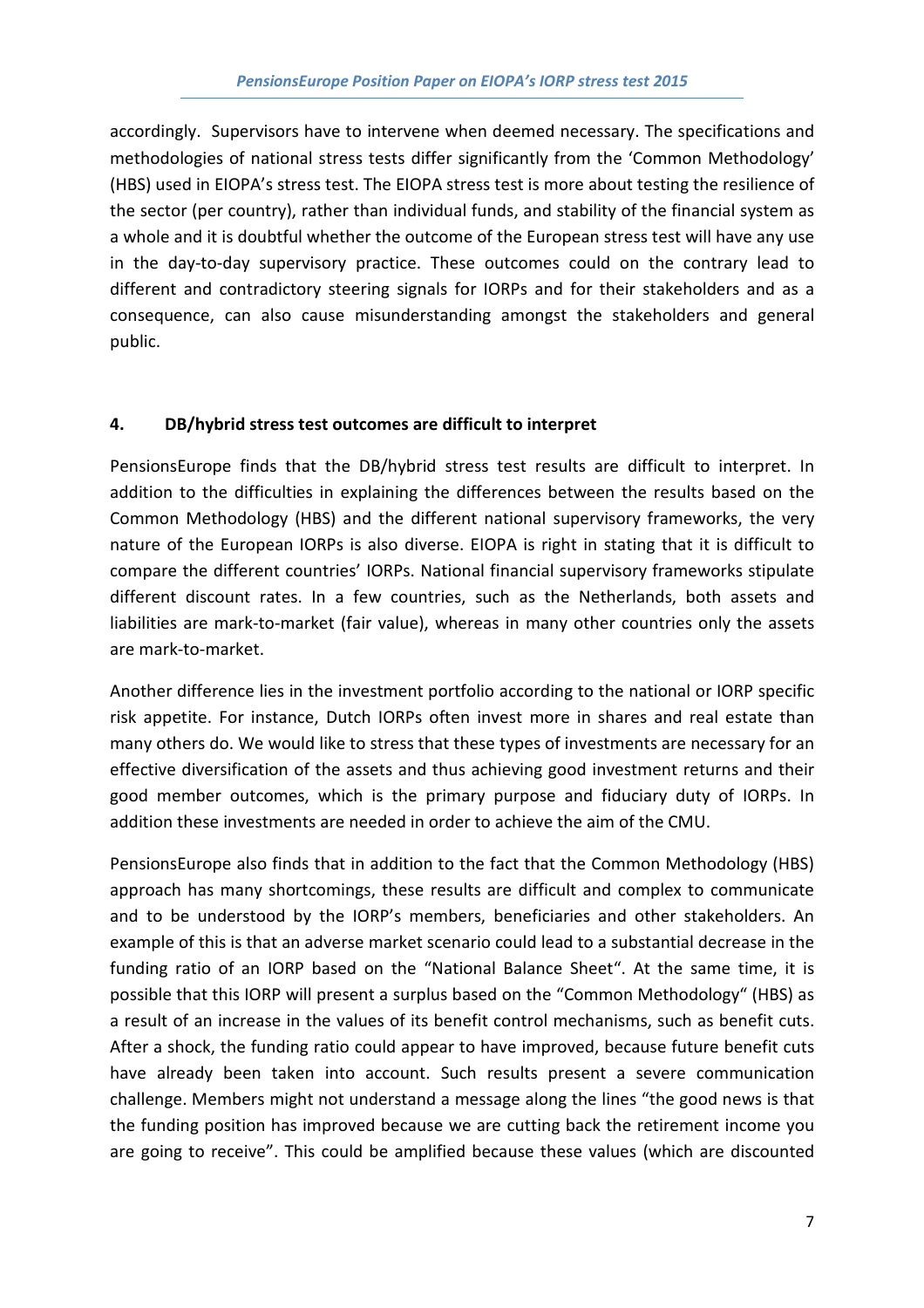accordingly. Supervisors have to intervene when deemed necessary. The specifications and methodologies of national stress tests differ significantly from the 'Common Methodology' (HBS) used in EIOPA's stress test. The EIOPA stress test is more about testing the resilience of the sector (per country), rather than individual funds, and stability of the financial system as a whole and it is doubtful whether the outcome of the European stress test will have any use in the day-to-day supervisory practice. These outcomes could on the contrary lead to different and contradictory steering signals for IORPs and for their stakeholders and as a consequence, can also cause misunderstanding amongst the stakeholders and general public.

## 4. DB/hybrid stress test outcomes are difficult to interpret

PensionsEurope finds that the DB/hybrid stress test results are difficult to interpret. In addition to the difficulties in explaining the differences between the results based on the Common Methodology (HBS) and the different national supervisory frameworks, the very nature of the European IORPs is also diverse. EIOPA is right in stating that it is difficult to compare the different countries' IORPs. National financial supervisory frameworks stipulate different discount rates. In a few countries, such as the Netherlands, both assets and liabilities are mark-to-market (fair value), whereas in many other countries only the assets are mark-to-market.

Another difference lies in the investment portfolio according to the national or IORP specific risk appetite. For instance, Dutch IORPs often invest more in shares and real estate than many others do. We would like to stress that these types of investments are necessary for an effective diversification of the assets and thus achieving good investment returns and their good member outcomes, which is the primary purpose and fiduciary duty of IORPs. In addition these investments are needed in order to achieve the aim of the CMU.

PensionsEurope also finds that in addition to the fact that the Common Methodology (HBS) approach has many shortcomings, these results are difficult and complex to communicate and to be understood by the IORP's members, beneficiaries and other stakeholders. An example of this is that an adverse market scenario could lead to a substantial decrease in the funding ratio of an IORP based on the "National Balance Sheet". At the same time, it is possible that this IORP will present a surplus based on the "Common Methodology" (HBS) as a result of an increase in the values of its benefit control mechanisms, such as benefit cuts. After a shock, the funding ratio could appear to have improved, because future benefit cuts have already been taken into account. Such results present a severe communication challenge. Members might not understand a message along the lines "the good news is that the funding position has improved because we are cutting back the retirement income you are going to receive". This could be amplified because these values (which are discounted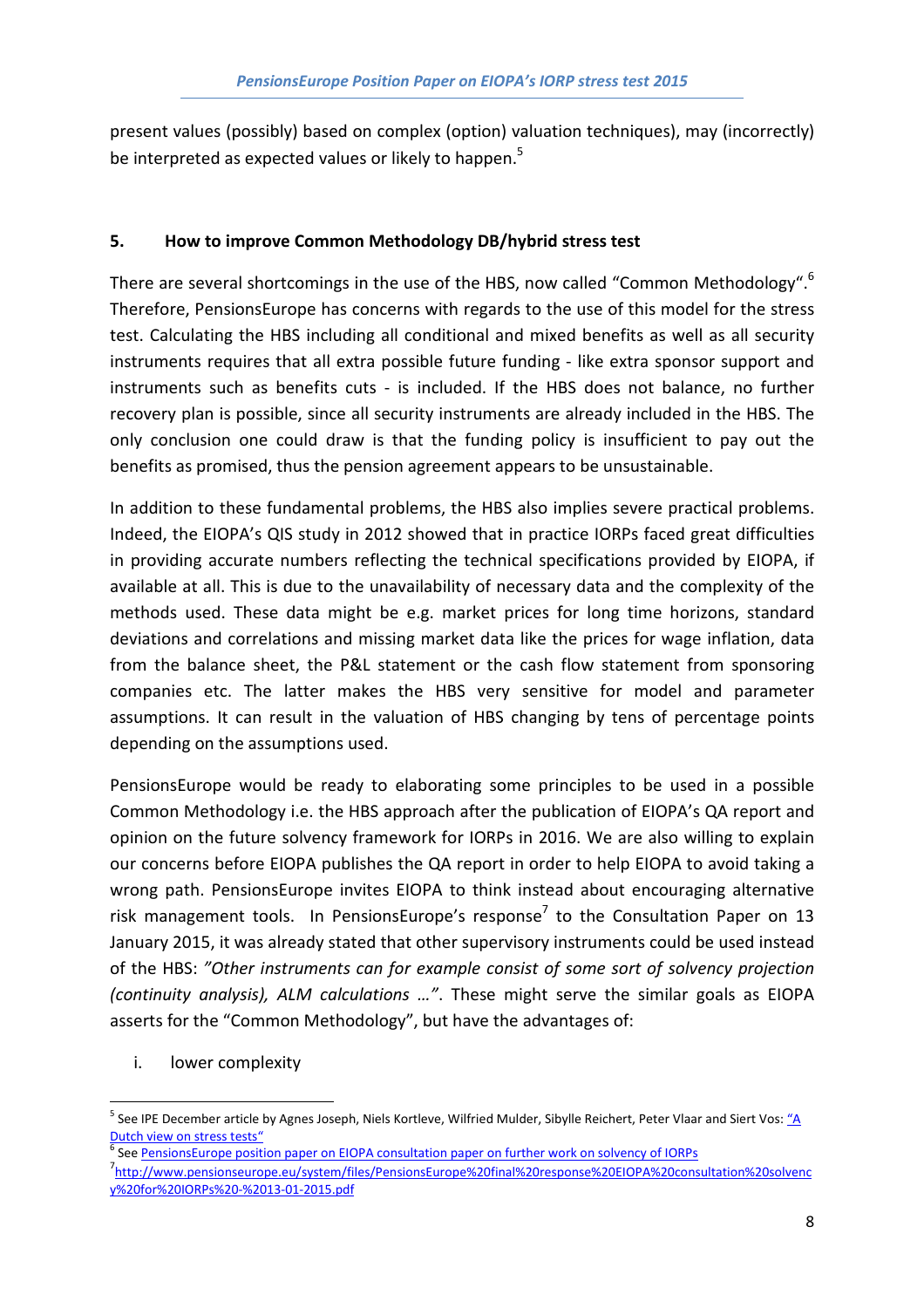present values (possibly) based on complex (option) valuation techniques), may (incorrectly) be interpreted as expected values or likely to happen.[5]

## 5. How to improve Common Methodology DB/hybrid stress test

There are several shortcomings in the use of the HBS, now called "Common Methodology".[6] Therefore, PensionsEurope has concerns with regards to the use of this model for the stress test. Calculating the HBS including all conditional and mixed benefits as well as all security instruments requires that all extra possible future funding - like extra sponsor support and instruments such as benefits cuts - is included. If the HBS does not balance, no further recovery plan is possible, since all security instruments are already included in the HBS. The only conclusion one could draw is that the funding policy is insufficient to pay out the benefits as promised, thus the pension agreement appears to be unsustainable.

In addition to these fundamental problems, the HBS also implies severe practical problems. Indeed, the EIOPA's QIS study in 2012 showed that in practice IORPs faced great difficulties in providing accurate numbers reflecting the technical specifications provided by EIOPA, if available at all. This is due to the unavailability of necessary data and the complexity of the methods used. These data might be e.g. market prices for long time horizons, standard deviations and correlations and missing market data like the prices for wage inflation, data from the balance sheet, the P&L statement or the cash flow statement from sponsoring companies etc. The latter makes the HBS very sensitive for model and parameter assumptions. It can result in the valuation of HBS changing by tens of percentage points depending on the assumptions used.

PensionsEurope would be ready to elaborating some principles to be used in a possible Common Methodology i.e. the HBS approach after the publication of EIOPA's QA report and opinion on the future solvency framework for IORPs in 2016. We are also willing to explain our concerns before EIOPA publishes the QA report in order to help EIOPA to avoid taking a wrong path. PensionsEurope invites EIOPA to think instead about encouraging alternative risk management tools. In PensionsEurope's response[7] to the Consultation Paper on 13 January 2015, it was already stated that other supervisory instruments could be used instead of the HBS: *"Other instruments can for example consist of some sort of solvency projection (continuity analysis), ALM calculations …"*. These might serve the similar goals as EIOPA asserts for the "Common Methodology", but have the advantages of:

i. lower complexity

---

[5] See IPE December article by Agnes Joseph, Niels Kortleve, Wilfried Mulder, Sibylle Reichert, Peter Vlaar and Siert Vos: "A Dutch view on stress tests"

[6] See PensionsEurope position paper on EIOPA consultation paper on further work on solvency of IORPs

[7] http://www.pensionseurope.eu/system/files/PensionsEurope%20final%20response%20EIOPA%20consultation%20solvency%20for%20IORPs%20-%2013-01-2015.pdf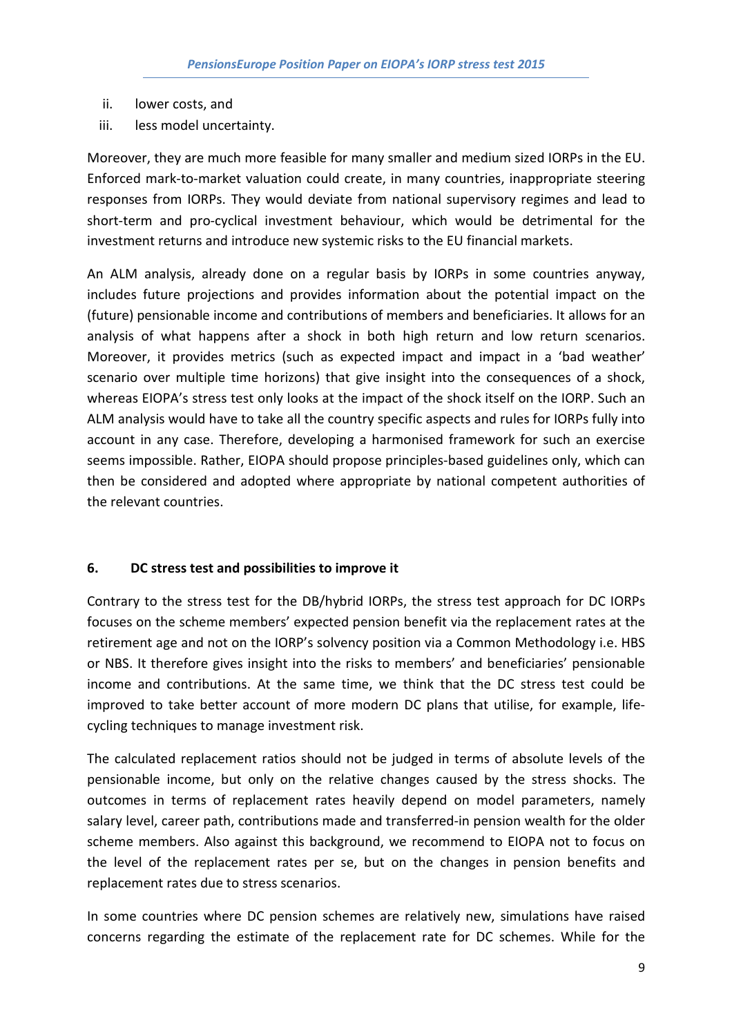ii. lower costs, and
iii. less model uncertainty.

Moreover, they are much more feasible for many smaller and medium sized IORPs in the EU. Enforced mark-to-market valuation could create, in many countries, inappropriate steering responses from IORPs. They would deviate from national supervisory regimes and lead to short-term and pro-cyclical investment behaviour, which would be detrimental for the investment returns and introduce new systemic risks to the EU financial markets.

An ALM analysis, already done on a regular basis by IORPs in some countries anyway, includes future projections and provides information about the potential impact on the (future) pensionable income and contributions of members and beneficiaries. It allows for an analysis of what happens after a shock in both high return and low return scenarios. Moreover, it provides metrics (such as expected impact and impact in a 'bad weather' scenario over multiple time horizons) that give insight into the consequences of a shock, whereas EIOPA's stress test only looks at the impact of the shock itself on the IORP. Such an ALM analysis would have to take all the country specific aspects and rules for IORPs fully into account in any case. Therefore, developing a harmonised framework for such an exercise seems impossible. Rather, EIOPA should propose principles-based guidelines only, which can then be considered and adopted where appropriate by national competent authorities of the relevant countries.

## 6. DC stress test and possibilities to improve it

Contrary to the stress test for the DB/hybrid IORPs, the stress test approach for DC IORPs focuses on the scheme members' expected pension benefit via the replacement rates at the retirement age and not on the IORP's solvency position via a Common Methodology i.e. HBS or NBS. It therefore gives insight into the risks to members' and beneficiaries' pensionable income and contributions. At the same time, we think that the DC stress test could be improved to take better account of more modern DC plans that utilise, for example, life-cycling techniques to manage investment risk.

The calculated replacement ratios should not be judged in terms of absolute levels of the pensionable income, but only on the relative changes caused by the stress shocks. The outcomes in terms of replacement rates heavily depend on model parameters, namely salary level, career path, contributions made and transferred-in pension wealth for the older scheme members. Also against this background, we recommend to EIOPA not to focus on the level of the replacement rates per se, but on the changes in pension benefits and replacement rates due to stress scenarios.

In some countries where DC pension schemes are relatively new, simulations have raised concerns regarding the estimate of the replacement rate for DC schemes. While for the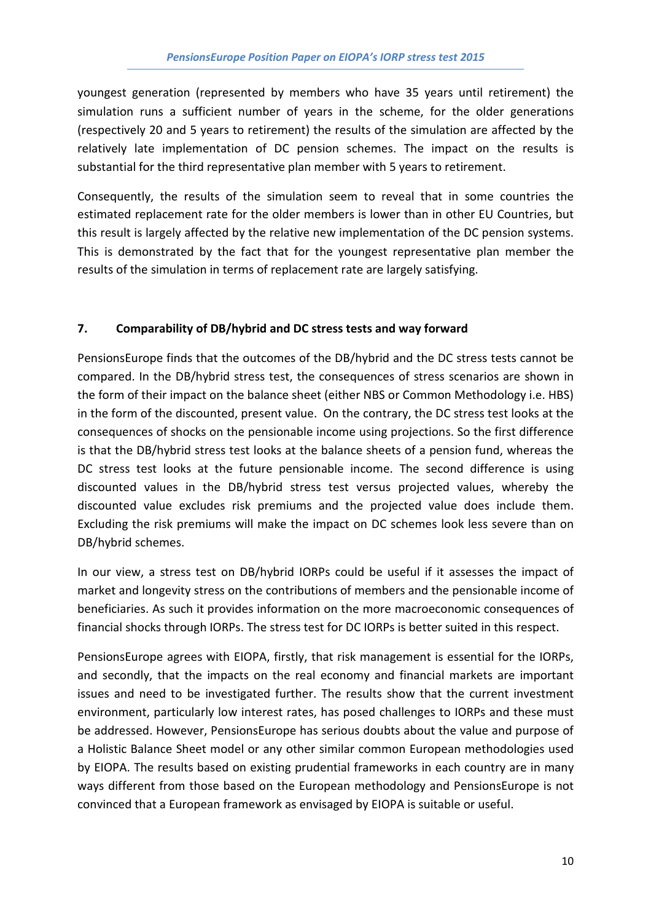youngest generation (represented by members who have 35 years until retirement) the simulation runs a sufficient number of years in the scheme, for the older generations (respectively 20 and 5 years to retirement) the results of the simulation are affected by the relatively late implementation of DC pension schemes. The impact on the results is substantial for the third representative plan member with 5 years to retirement.

Consequently, the results of the simulation seem to reveal that in some countries the estimated replacement rate for the older members is lower than in other EU Countries, but this result is largely affected by the relative new implementation of the DC pension systems. This is demonstrated by the fact that for the youngest representative plan member the results of the simulation in terms of replacement rate are largely satisfying.

## 7. Comparability of DB/hybrid and DC stress tests and way forward

PensionsEurope finds that the outcomes of the DB/hybrid and the DC stress tests cannot be compared. In the DB/hybrid stress test, the consequences of stress scenarios are shown in the form of their impact on the balance sheet (either NBS or Common Methodology i.e. HBS) in the form of the discounted, present value. On the contrary, the DC stress test looks at the consequences of shocks on the pensionable income using projections. So the first difference is that the DB/hybrid stress test looks at the balance sheets of a pension fund, whereas the DC stress test looks at the future pensionable income. The second difference is using discounted values in the DB/hybrid stress test versus projected values, whereby the discounted value excludes risk premiums and the projected value does include them. Excluding the risk premiums will make the impact on DC schemes look less severe than on DB/hybrid schemes.

In our view, a stress test on DB/hybrid IORPs could be useful if it assesses the impact of market and longevity stress on the contributions of members and the pensionable income of beneficiaries. As such it provides information on the more macroeconomic consequences of financial shocks through IORPs. The stress test for DC IORPs is better suited in this respect.

PensionsEurope agrees with EIOPA, firstly, that risk management is essential for the IORPs, and secondly, that the impacts on the real economy and financial markets are important issues and need to be investigated further. The results show that the current investment environment, particularly low interest rates, has posed challenges to IORPs and these must be addressed. However, PensionsEurope has serious doubts about the value and purpose of a Holistic Balance Sheet model or any other similar common European methodologies used by EIOPA. The results based on existing prudential frameworks in each country are in many ways different from those based on the European methodology and PensionsEurope is not convinced that a European framework as envisaged by EIOPA is suitable or useful.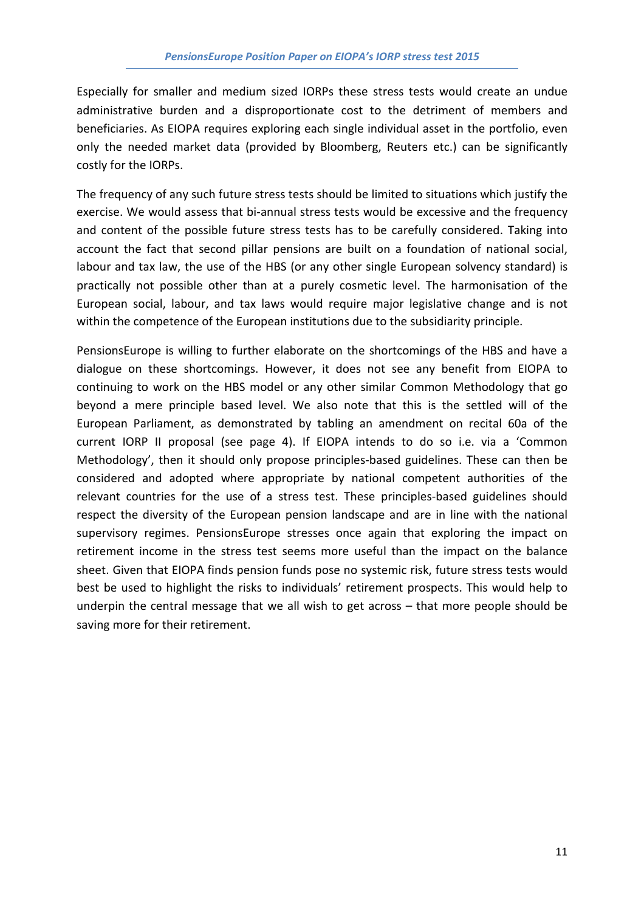Especially for smaller and medium sized IORPs these stress tests would create an undue administrative burden and a disproportionate cost to the detriment of members and beneficiaries. As EIOPA requires exploring each single individual asset in the portfolio, even only the needed market data (provided by Bloomberg, Reuters etc.) can be significantly costly for the IORPs.

The frequency of any such future stress tests should be limited to situations which justify the exercise. We would assess that bi-annual stress tests would be excessive and the frequency and content of the possible future stress tests has to be carefully considered. Taking into account the fact that second pillar pensions are built on a foundation of national social, labour and tax law, the use of the HBS (or any other single European solvency standard) is practically not possible other than at a purely cosmetic level. The harmonisation of the European social, labour, and tax laws would require major legislative change and is not within the competence of the European institutions due to the subsidiarity principle.

PensionsEurope is willing to further elaborate on the shortcomings of the HBS and have a dialogue on these shortcomings. However, it does not see any benefit from EIOPA to continuing to work on the HBS model or any other similar Common Methodology that go beyond a mere principle based level. We also note that this is the settled will of the European Parliament, as demonstrated by tabling an amendment on recital 60a of the current IORP II proposal (see page 4). If EIOPA intends to do so i.e. via a 'Common Methodology', then it should only propose principles-based guidelines. These can then be considered and adopted where appropriate by national competent authorities of the relevant countries for the use of a stress test. These principles-based guidelines should respect the diversity of the European pension landscape and are in line with the national supervisory regimes. PensionsEurope stresses once again that exploring the impact on retirement income in the stress test seems more useful than the impact on the balance sheet. Given that EIOPA finds pension funds pose no systemic risk, future stress tests would best be used to highlight the risks to individuals' retirement prospects. This would help to underpin the central message that we all wish to get across – that more people should be saving more for their retirement.